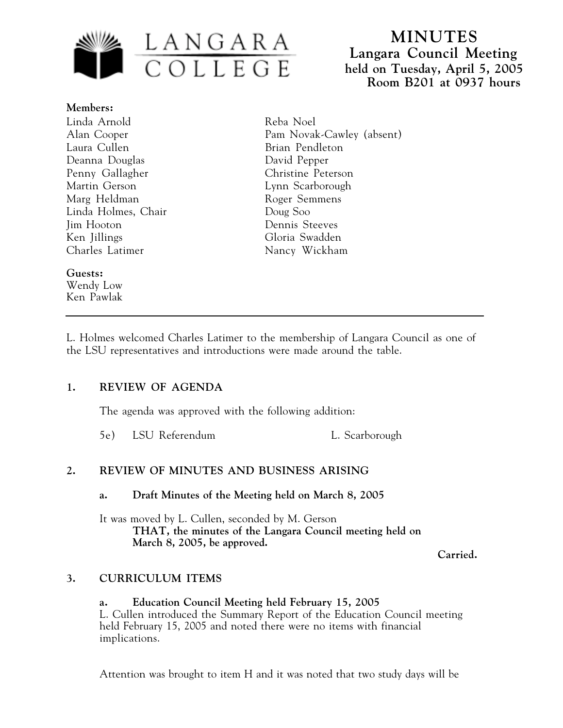# MINUTES

## Langara Council Meeting

**held on Tuesday, April 5, 2005**
**Room B201 at 0937 hours**

**Members:**

Linda Arnold
Alan Cooper
Laura Cullen
Deanna Douglas
Penny Gallagher
Martin Gerson
Marg Heldman
Linda Holmes, Chair
Jim Hooton
Ken Jillings
Charles Latimer
Reba Noel
Pam Novak-Cawley (absent)
Brian Pendleton
David Pepper
Christine Peterson
Lynn Scarborough
Roger Semmens
Doug Soo
Dennis Steeves
Gloria Swadden
Nancy Wickham

**Guests:**

Wendy Low
Ken Pawlak

---

L. Holmes welcomed Charles Latimer to the membership of Langara Council as one of the LSU representatives and introductions were made around the table.

## 1. REVIEW OF AGENDA

The agenda was approved with the following addition:

5e) LSU Referendum — L. Scarborough

## 2. REVIEW OF MINUTES AND BUSINESS ARISING

### a. Draft Minutes of the Meeting held on March 8, 2005

It was moved by L. Cullen, seconded by M. Gerson

**THAT, the minutes of the Langara Council meeting held on March 8, 2005, be approved.**

**Carried.**

## 3. CURRICULUM ITEMS

### a. Education Council Meeting held February 15, 2005

L. Cullen introduced the Summary Report of the Education Council meeting held February 15, 2005 and noted there were no items with financial implications.

Attention was brought to item H and it was noted that two study days will be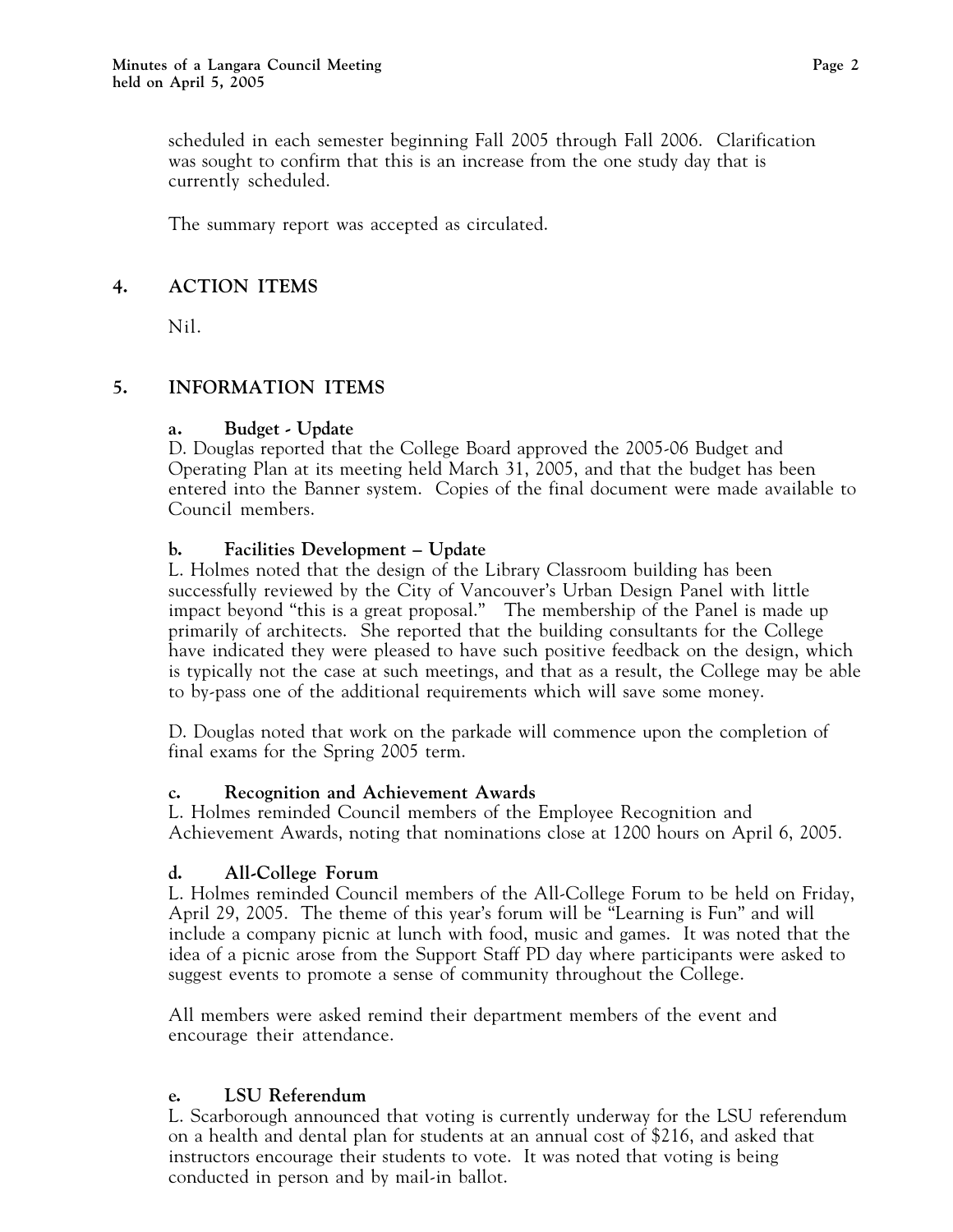scheduled in each semester beginning Fall 2005 through Fall 2006. Clarification was sought to confirm that this is an increase from the one study day that is currently scheduled.

The summary report was accepted as circulated.

## 4. ACTION ITEMS

Nil.

## 5. INFORMATION ITEMS

### a. Budget - Update

D. Douglas reported that the College Board approved the 2005-06 Budget and Operating Plan at its meeting held March 31, 2005, and that the budget has been entered into the Banner system. Copies of the final document were made available to Council members.

### b. Facilities Development – Update

L. Holmes noted that the design of the Library Classroom building has been successfully reviewed by the City of Vancouver's Urban Design Panel with little impact beyond "this is a great proposal." The membership of the Panel is made up primarily of architects. She reported that the building consultants for the College have indicated they were pleased to have such positive feedback on the design, which is typically not the case at such meetings, and that as a result, the College may be able to by-pass one of the additional requirements which will save some money.

D. Douglas noted that work on the parkade will commence upon the completion of final exams for the Spring 2005 term.

### c. Recognition and Achievement Awards

L. Holmes reminded Council members of the Employee Recognition and Achievement Awards, noting that nominations close at 1200 hours on April 6, 2005.

### d. All-College Forum

L. Holmes reminded Council members of the All-College Forum to be held on Friday, April 29, 2005. The theme of this year's forum will be "Learning is Fun" and will include a company picnic at lunch with food, music and games. It was noted that the idea of a picnic arose from the Support Staff PD day where participants were asked to suggest events to promote a sense of community throughout the College.

All members were asked remind their department members of the event and encourage their attendance.

### e. LSU Referendum

L. Scarborough announced that voting is currently underway for the LSU referendum on a health and dental plan for students at an annual cost of $216, and asked that instructors encourage their students to vote. It was noted that voting is being conducted in person and by mail-in ballot.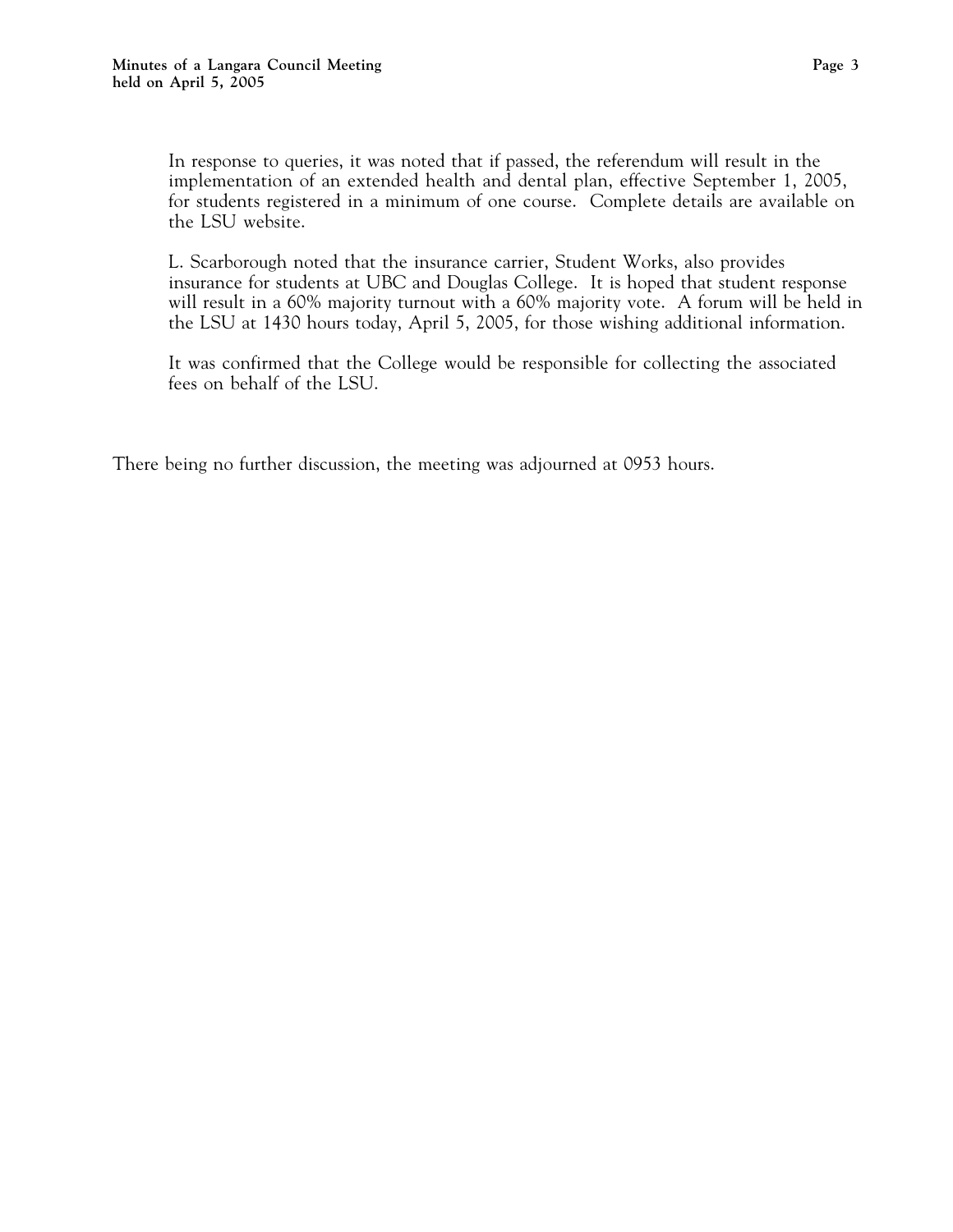In response to queries, it was noted that if passed, the referendum will result in the implementation of an extended health and dental plan, effective September 1, 2005, for students registered in a minimum of one course. Complete details are available on the LSU website.

L. Scarborough noted that the insurance carrier, Student Works, also provides insurance for students at UBC and Douglas College. It is hoped that student response will result in a 60% majority turnout with a 60% majority vote. A forum will be held in the LSU at 1430 hours today, April 5, 2005, for those wishing additional information.

It was confirmed that the College would be responsible for collecting the associated fees on behalf of the LSU.

There being no further discussion, the meeting was adjourned at 0953 hours.